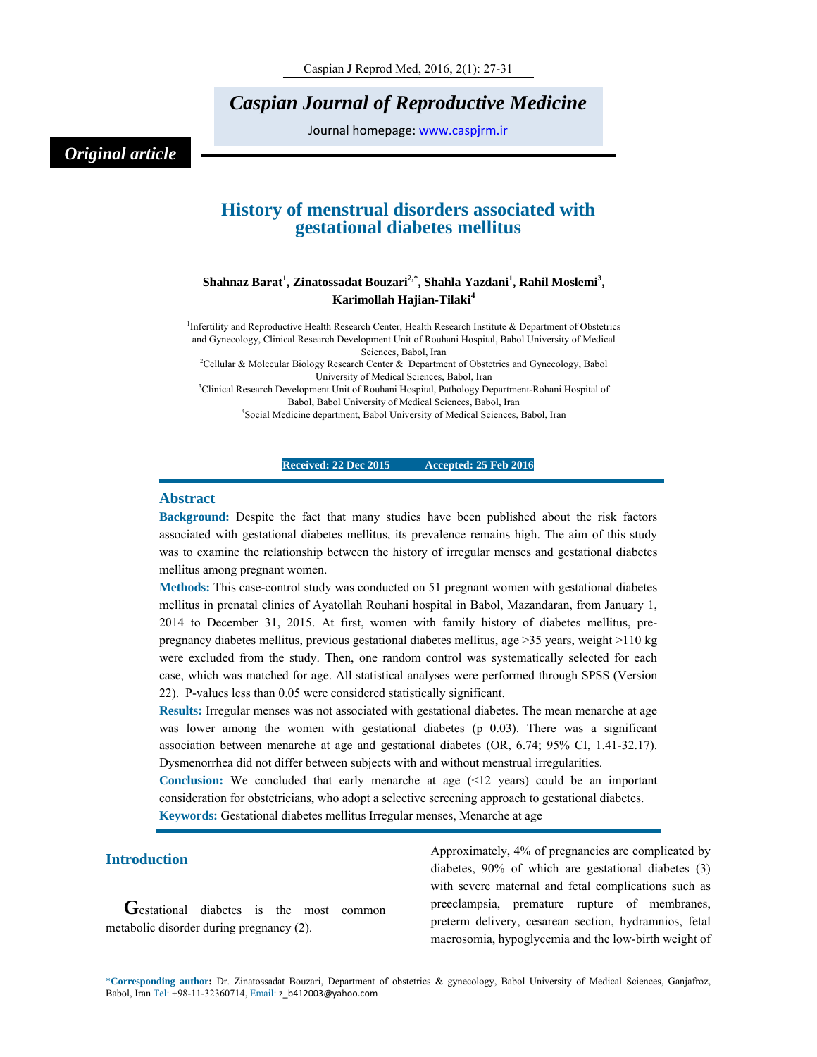*Original article*

# History of menstrual disorders associated with gestational diabetes mellitus

**Shahnaz Barat[1], Zinatossadat Bouzari[2,*], Shahla Yazdani[1], Rahil Moslemi[3], Karimollah Hajian-Tilaki[4]**

[1]Infertility and Reproductive Health Research Center, Health Research Institute & Department of Obstetrics and Gynecology, Clinical Research Development Unit of Rouhani Hospital, Babol University of Medical Sciences, Babol, Iran

[2]Cellular & Molecular Biology Research Center & Department of Obstetrics and Gynecology, Babol University of Medical Sciences, Babol, Iran

[3]Clinical Research Development Unit of Rouhani Hospital, Pathology Department-Rohani Hospital of Babol, Babol University of Medical Sciences, Babol, Iran

[4]Social Medicine department, Babol University of Medical Sciences, Babol, Iran

**Received: 22 Dec 2015 Accepted: 25 Feb 2016**

## Abstract

**Background:** Despite the fact that many studies have been published about the risk factors associated with gestational diabetes mellitus, its prevalence remains high. The aim of this study was to examine the relationship between the history of irregular menses and gestational diabetes mellitus among pregnant women.

**Methods:** This case-control study was conducted on 51 pregnant women with gestational diabetes mellitus in prenatal clinics of Ayatollah Rouhani hospital in Babol, Mazandaran, from January 1, 2014 to December 31, 2015. At first, women with family history of diabetes mellitus, pre-pregnancy diabetes mellitus, previous gestational diabetes mellitus, age >35 years, weight >110 kg were excluded from the study. Then, one random control was systematically selected for each case, which was matched for age. All statistical analyses were performed through SPSS (Version 22). P-values less than 0.05 were considered statistically significant.

**Results:** Irregular menses was not associated with gestational diabetes. The mean menarche at age was lower among the women with gestational diabetes (p=0.03). There was a significant association between menarche at age and gestational diabetes (OR, 6.74; 95% CI, 1.41-32.17). Dysmenorrhea did not differ between subjects with and without menstrual irregularities.

**Conclusion:** We concluded that early menarche at age (<12 years) could be an important consideration for obstetricians, who adopt a selective screening approach to gestational diabetes.

**Keywords:** Gestational diabetes mellitus Irregular menses, Menarche at age

## Introduction

Gestational diabetes is the most common metabolic disorder during pregnancy (2).

Approximately, 4% of pregnancies are complicated by diabetes, 90% of which are gestational diabetes (3) with severe maternal and fetal complications such as preeclampsia, premature rupture of membranes, preterm delivery, cesarean section, hydramnios, fetal macrosomia, hypoglycemia and the low-birth weight of

*Corresponding author: Dr. Zinatossadat Bouzari, Department of obstetrics & gynecology, Babol University of Medical Sciences, Ganjafroz, Babol, Iran Tel: +98-11-32360714, Email: z_b412003@yahoo.com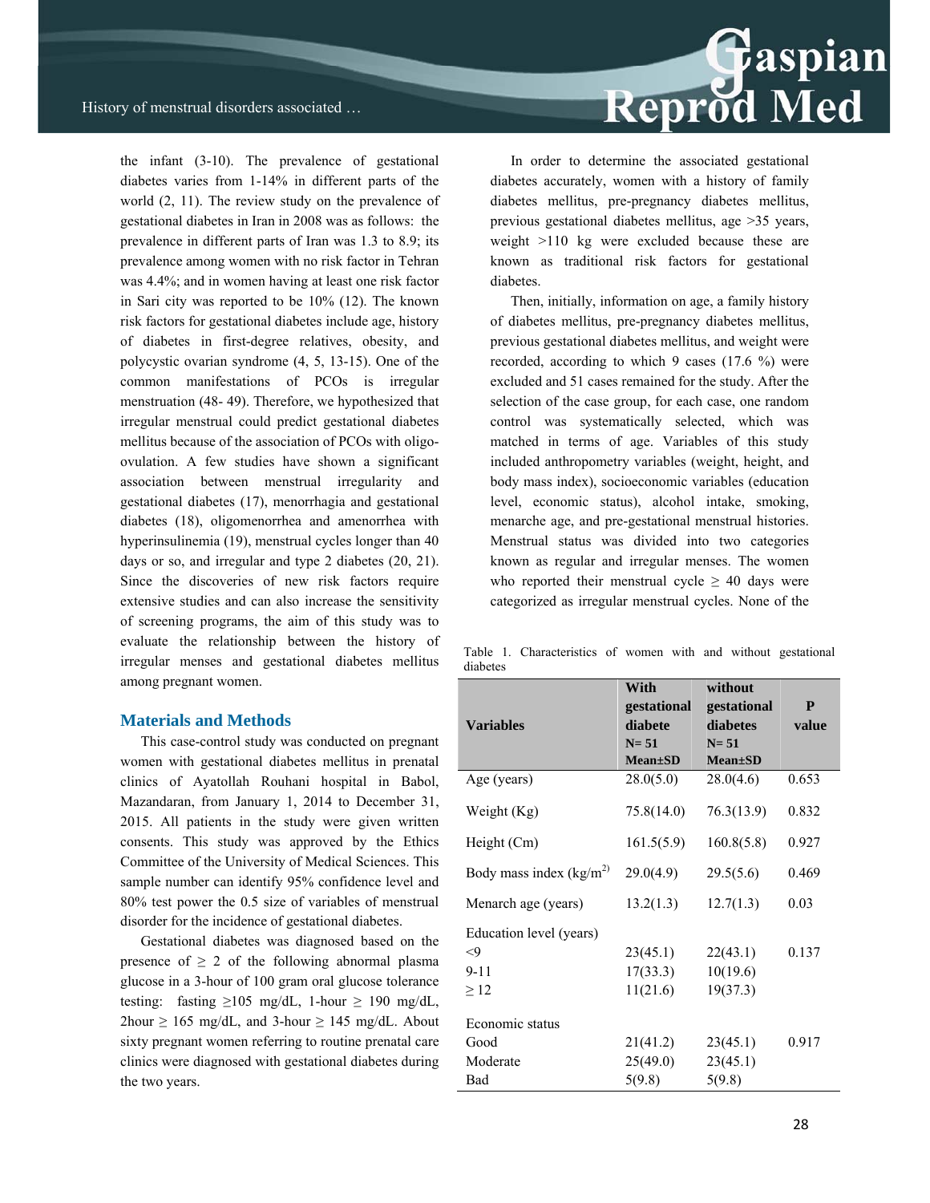the infant (3-10). The prevalence of gestational diabetes varies from 1-14% in different parts of the world (2, 11). The review study on the prevalence of gestational diabetes in Iran in 2008 was as follows: the prevalence in different parts of Iran was 1.3 to 8.9; its prevalence among women with no risk factor in Tehran was 4.4%; and in women having at least one risk factor in Sari city was reported to be 10% (12). The known risk factors for gestational diabetes include age, history of diabetes in first-degree relatives, obesity, and polycystic ovarian syndrome (4, 5, 13-15). One of the common manifestations of PCOs is irregular menstruation (48- 49). Therefore, we hypothesized that irregular menstrual could predict gestational diabetes mellitus because of the association of PCOs with oligo-ovulation. A few studies have shown a significant association between menstrual irregularity and gestational diabetes (17), menorrhagia and gestational diabetes (18), oligomenorrhea and amenorrhea with hyperinsulinemia (19), menstrual cycles longer than 40 days or so, and irregular and type 2 diabetes (20, 21). Since the discoveries of new risk factors require extensive studies and can also increase the sensitivity of screening programs, the aim of this study was to evaluate the relationship between the history of irregular menses and gestational diabetes mellitus among pregnant women.

## Materials and Methods

This case-control study was conducted on pregnant women with gestational diabetes mellitus in prenatal clinics of Ayatollah Rouhani hospital in Babol, Mazandaran, from January 1, 2014 to December 31, 2015. All patients in the study were given written consents. This study was approved by the Ethics Committee of the University of Medical Sciences. This sample number can identify 95% confidence level and 80% test power the 0.5 size of variables of menstrual disorder for the incidence of gestational diabetes.

Gestational diabetes was diagnosed based on the presence of ≥ 2 of the following abnormal plasma glucose in a 3-hour of 100 gram oral glucose tolerance testing: fasting ≥105 mg/dL, 1-hour ≥ 190 mg/dL, 2hour ≥ 165 mg/dL, and 3-hour ≥ 145 mg/dL. About sixty pregnant women referring to routine prenatal care clinics were diagnosed with gestational diabetes during the two years.

In order to determine the associated gestational diabetes accurately, women with a history of family diabetes mellitus, pre-pregnancy diabetes mellitus, previous gestational diabetes mellitus, age >35 years, weight >110 kg were excluded because these are known as traditional risk factors for gestational diabetes.

Then, initially, information on age, a family history of diabetes mellitus, pre-pregnancy diabetes mellitus, previous gestational diabetes mellitus, and weight were recorded, according to which 9 cases (17.6 %) were excluded and 51 cases remained for the study. After the selection of the case group, for each case, one random control was systematically selected, which was matched in terms of age. Variables of this study included anthropometry variables (weight, height, and body mass index), socioeconomic variables (education level, economic status), alcohol intake, smoking, menarche age, and pre-gestational menstrual histories. Menstrual status was divided into two categories known as regular and irregular menses. The women who reported their menstrual cycle ≥ 40 days were categorized as irregular menstrual cycles. None of the

Table 1. Characteristics of women with and without gestational diabetes

| Variables | With gestational diabete N= 51 Mean±SD | without gestational diabetes N= 51 Mean±SD | P value |
|---|---|---|---|
| Age (years) | 28.0(5.0) | 28.0(4.6) | 0.653 |
| Weight (Kg) | 75.8(14.0) | 76.3(13.9) | 0.832 |
| Height (Cm) | 161.5(5.9) | 160.8(5.8) | 0.927 |
| Body mass index (kg/m$^2$) | 29.0(4.9) | 29.5(5.6) | 0.469 |
| Menarch age (years) | 13.2(1.3) | 12.7(1.3) | 0.03 |
| Education level (years) | | | |
| <9 | 23(45.1) | 22(43.1) | 0.137 |
| 9-11 | 17(33.3) | 10(19.6) | |
| ≥ 12 | 11(21.6) | 19(37.3) | |
| Economic status | | | |
| Good | 21(41.2) | 23(45.1) | 0.917 |
| Moderate | 25(49.0) | 23(45.1) | |
| Bad | 5(9.8) | 5(9.8) | |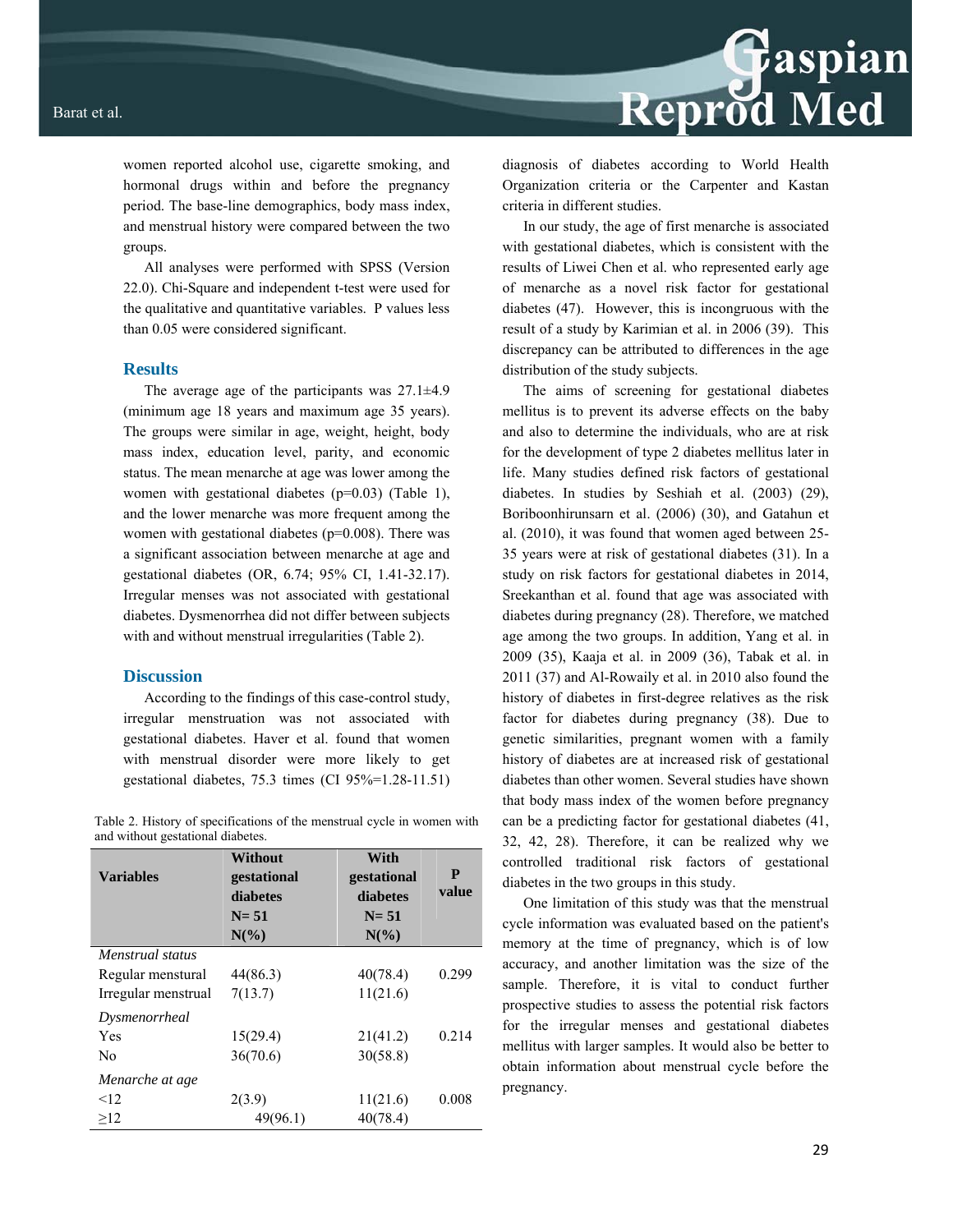women reported alcohol use, cigarette smoking, and hormonal drugs within and before the pregnancy period. The base-line demographics, body mass index, and menstrual history were compared between the two groups.

All analyses were performed with SPSS (Version 22.0). Chi-Square and independent t-test were used for the qualitative and quantitative variables. P values less than 0.05 were considered significant.

## Results

The average age of the participants was 27.1±4.9 (minimum age 18 years and maximum age 35 years). The groups were similar in age, weight, height, body mass index, education level, parity, and economic status. The mean menarche at age was lower among the women with gestational diabetes (p=0.03) (Table 1), and the lower menarche was more frequent among the women with gestational diabetes (p=0.008). There was a significant association between menarche at age and gestational diabetes (OR, 6.74; 95% CI, 1.41-32.17). Irregular menses was not associated with gestational diabetes. Dysmenorrhea did not differ between subjects with and without menstrual irregularities (Table 2).

## Discussion

According to the findings of this case-control study, irregular menstruation was not associated with gestational diabetes. Haver et al. found that women with menstrual disorder were more likely to get gestational diabetes, 75.3 times (CI 95%=1.28-11.51)

Table 2. History of specifications of the menstrual cycle in women with and without gestational diabetes.

| Variables | Without gestational diabetes N= 51 N(%) | With gestational diabetes N= 51 N(%) | P value |
|---|---|---|---|
| *Menstrual status* | | | |
| Regular menstural | 44(86.3) | 40(78.4) | 0.299 |
| Irregular menstrual | 7(13.7) | 11(21.6) | |
| *Dysmenorrheal* | | | |
| Yes | 15(29.4) | 21(41.2) | 0.214 |
| No | 36(70.6) | 30(58.8) | |
| *Menarche at age* | | | |
| <12 | 2(3.9) | 11(21.6) | 0.008 |
| ≥12 | 49(96.1) | 40(78.4) | |

diagnosis of diabetes according to World Health Organization criteria or the Carpenter and Kastan criteria in different studies.

In our study, the age of first menarche is associated with gestational diabetes, which is consistent with the results of Liwei Chen et al. who represented early age of menarche as a novel risk factor for gestational diabetes (47). However, this is incongruous with the result of a study by Karimian et al. in 2006 (39). This discrepancy can be attributed to differences in the age distribution of the study subjects.

The aims of screening for gestational diabetes mellitus is to prevent its adverse effects on the baby and also to determine the individuals, who are at risk for the development of type 2 diabetes mellitus later in life. Many studies defined risk factors of gestational diabetes. In studies by Seshiah et al. (2003) (29), Boriboonhirunsarn et al. (2006) (30), and Gatahun et al. (2010), it was found that women aged between 25-35 years were at risk of gestational diabetes (31). In a study on risk factors for gestational diabetes in 2014, Sreekanthan et al. found that age was associated with diabetes during pregnancy (28). Therefore, we matched age among the two groups. In addition, Yang et al. in 2009 (35), Kaaja et al. in 2009 (36), Tabak et al. in 2011 (37) and Al-Rowaily et al. in 2010 also found the history of diabetes in first-degree relatives as the risk factor for diabetes during pregnancy (38). Due to genetic similarities, pregnant women with a family history of diabetes are at increased risk of gestational diabetes than other women. Several studies have shown that body mass index of the women before pregnancy can be a predicting factor for gestational diabetes (41, 32, 42, 28). Therefore, it can be realized why we controlled traditional risk factors of gestational diabetes in the two groups in this study.

One limitation of this study was that the menstrual cycle information was evaluated based on the patient's memory at the time of pregnancy, which is of low accuracy, and another limitation was the size of the sample. Therefore, it is vital to conduct further prospective studies to assess the potential risk factors for the irregular menses and gestational diabetes mellitus with larger samples. It would also be better to obtain information about menstrual cycle before the pregnancy.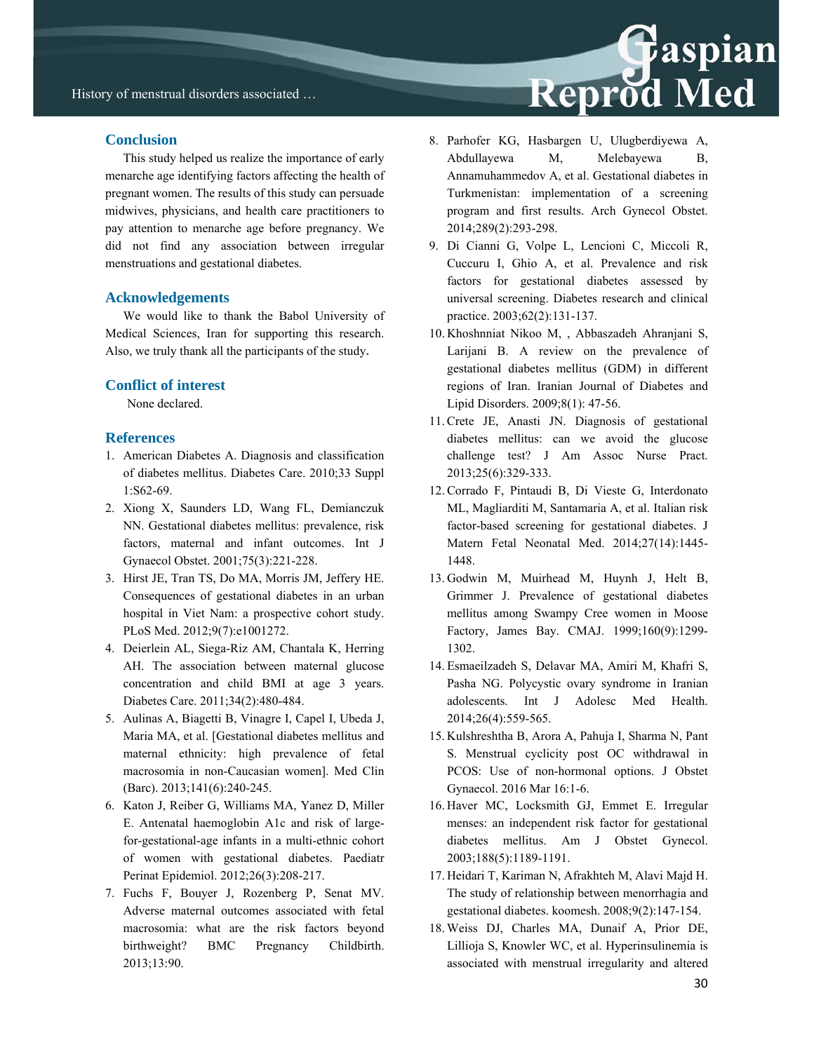## Conclusion

This study helped us realize the importance of early menarche age identifying factors affecting the health of pregnant women. The results of this study can persuade midwives, physicians, and health care practitioners to pay attention to menarche age before pregnancy. We did not find any association between irregular menstruations and gestational diabetes.

## Acknowledgements

We would like to thank the Babol University of Medical Sciences, Iran for supporting this research. Also, we truly thank all the participants of the study.

## Conflict of interest

None declared.

## References

1. American Diabetes A. Diagnosis and classification of diabetes mellitus. Diabetes Care. 2010;33 Suppl 1:S62-69.
2. Xiong X, Saunders LD, Wang FL, Demianczuk NN. Gestational diabetes mellitus: prevalence, risk factors, maternal and infant outcomes. Int J Gynaecol Obstet. 2001;75(3):221-228.
3. Hirst JE, Tran TS, Do MA, Morris JM, Jeffery HE. Consequences of gestational diabetes in an urban hospital in Viet Nam: a prospective cohort study. PLoS Med. 2012;9(7):e1001272.
4. Deierlein AL, Siega-Riz AM, Chantala K, Herring AH. The association between maternal glucose concentration and child BMI at age 3 years. Diabetes Care. 2011;34(2):480-484.
5. Aulinas A, Biagetti B, Vinagre I, Capel I, Ubeda J, Maria MA, et al. [Gestational diabetes mellitus and maternal ethnicity: high prevalence of fetal macrosomia in non-Caucasian women]. Med Clin (Barc). 2013;141(6):240-245.
6. Katon J, Reiber G, Williams MA, Yanez D, Miller E. Antenatal haemoglobin A1c and risk of large-for-gestational-age infants in a multi-ethnic cohort of women with gestational diabetes. Paediatr Perinat Epidemiol. 2012;26(3):208-217.
7. Fuchs F, Bouyer J, Rozenberg P, Senat MV. Adverse maternal outcomes associated with fetal macrosomia: what are the risk factors beyond birthweight? BMC Pregnancy Childbirth. 2013;13:90.
8. Parhofer KG, Hasbargen U, Ulugberdiyewa A, Abdullayewa M, Melebayewa B, Annamuhammedov A, et al. Gestational diabetes in Turkmenistan: implementation of a screening program and first results. Arch Gynecol Obstet. 2014;289(2):293-298.
9. Di Cianni G, Volpe L, Lencioni C, Miccoli R, Cuccuru I, Ghio A, et al. Prevalence and risk factors for gestational diabetes assessed by universal screening. Diabetes research and clinical practice. 2003;62(2):131-137.
10. Khoshnniat Nikoo M, , Abbaszadeh Ahranjani S, Larijani B. A review on the prevalence of gestational diabetes mellitus (GDM) in different regions of Iran. Iranian Journal of Diabetes and Lipid Disorders. 2009;8(1): 47-56.
11. Crete JE, Anasti JN. Diagnosis of gestational diabetes mellitus: can we avoid the glucose challenge test? J Am Assoc Nurse Pract. 2013;25(6):329-333.
12. Corrado F, Pintaudi B, Di Vieste G, Interdonato ML, Magliarditi M, Santamaria A, et al. Italian risk factor-based screening for gestational diabetes. J Matern Fetal Neonatal Med. 2014;27(14):1445-1448.
13. Godwin M, Muirhead M, Huynh J, Helt B, Grimmer J. Prevalence of gestational diabetes mellitus among Swampy Cree women in Moose Factory, James Bay. CMAJ. 1999;160(9):1299-1302.
14. Esmaeilzadeh S, Delavar MA, Amiri M, Khafri S, Pasha NG. Polycystic ovary syndrome in Iranian adolescents. Int J Adolesc Med Health. 2014;26(4):559-565.
15. Kulshreshtha B, Arora A, Pahuja I, Sharma N, Pant S. Menstrual cyclicity post OC withdrawal in PCOS: Use of non-hormonal options. J Obstet Gynaecol. 2016 Mar 16:1-6.
16. Haver MC, Locksmith GJ, Emmet E. Irregular menses: an independent risk factor for gestational diabetes mellitus. Am J Obstet Gynecol. 2003;188(5):1189-1191.
17. Heidari T, Kariman N, Afrakhteh M, Alavi Majd H. The study of relationship between menorrhagia and gestational diabetes. koomesh. 2008;9(2):147-154.
18. Weiss DJ, Charles MA, Dunaif A, Prior DE, Lillioja S, Knowler WC, et al. Hyperinsulinemia is associated with menstrual irregularity and altered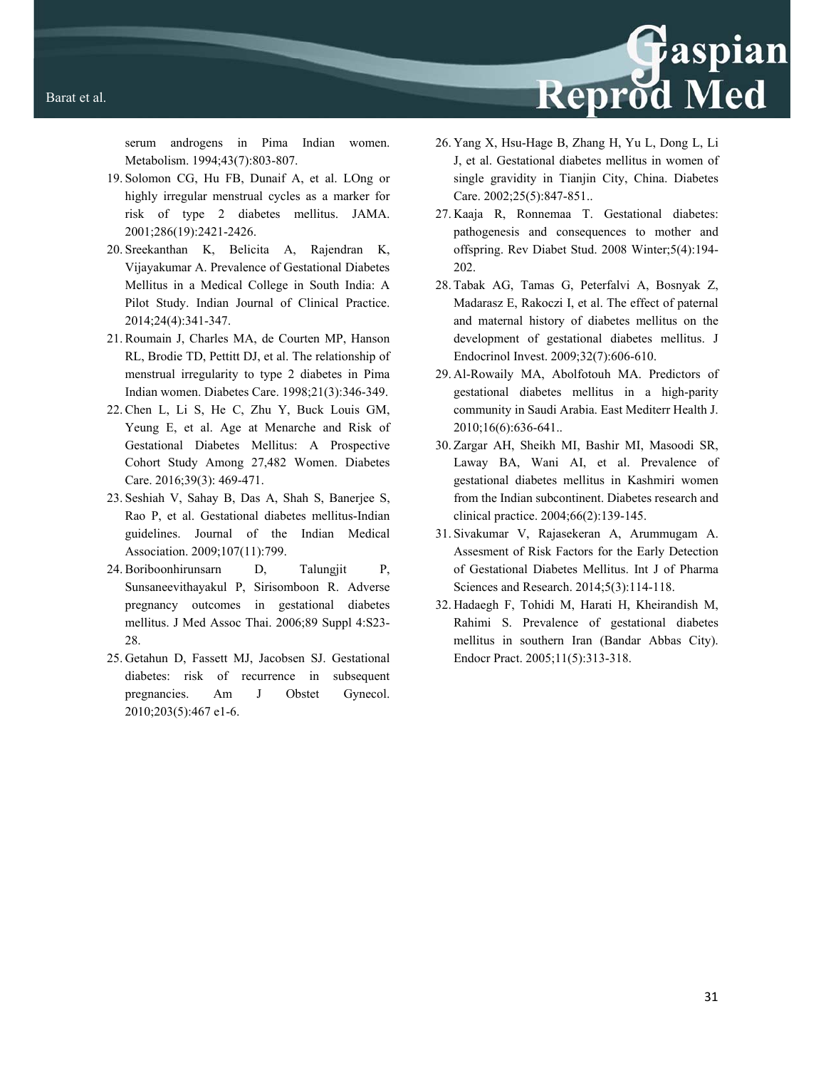serum androgens in Pima Indian women. Metabolism. 1994;43(7):803-807.

19. Solomon CG, Hu FB, Dunaif A, et al. LOng or highly irregular menstrual cycles as a marker for risk of type 2 diabetes mellitus. JAMA. 2001;286(19):2421-2426.
20. Sreekanthan K, Belicita A, Rajendran K, Vijayakumar A. Prevalence of Gestational Diabetes Mellitus in a Medical College in South India: A Pilot Study. Indian Journal of Clinical Practice. 2014;24(4):341-347.
21. Roumain J, Charles MA, de Courten MP, Hanson RL, Brodie TD, Pettitt DJ, et al. The relationship of menstrual irregularity to type 2 diabetes in Pima Indian women. Diabetes Care. 1998;21(3):346-349.
22. Chen L, Li S, He C, Zhu Y, Buck Louis GM, Yeung E, et al. Age at Menarche and Risk of Gestational Diabetes Mellitus: A Prospective Cohort Study Among 27,482 Women. Diabetes Care. 2016;39(3): 469-471.
23. Seshiah V, Sahay B, Das A, Shah S, Banerjee S, Rao P, et al. Gestational diabetes mellitus-Indian guidelines. Journal of the Indian Medical Association. 2009;107(11):799.
24. Boriboonhirunsarn D, Talungjit P, Sunsaneevithayakul P, Sirisomboon R. Adverse pregnancy outcomes in gestational diabetes mellitus. J Med Assoc Thai. 2006;89 Suppl 4:S23-28.
25. Getahun D, Fassett MJ, Jacobsen SJ. Gestational diabetes: risk of recurrence in subsequent pregnancies. Am J Obstet Gynecol. 2010;203(5):467 e1-6.
26. Yang X, Hsu-Hage B, Zhang H, Yu L, Dong L, Li J, et al. Gestational diabetes mellitus in women of single gravidity in Tianjin City, China. Diabetes Care. 2002;25(5):847-851..
27. Kaaja R, Ronnemaa T. Gestational diabetes: pathogenesis and consequences to mother and offspring. Rev Diabet Stud. 2008 Winter;5(4):194-202.
28. Tabak AG, Tamas G, Peterfalvi A, Bosnyak Z, Madarasz E, Rakoczi I, et al. The effect of paternal and maternal history of diabetes mellitus on the development of gestational diabetes mellitus. J Endocrinol Invest. 2009;32(7):606-610.
29. Al-Rowaily MA, Abolfotouh MA. Predictors of gestational diabetes mellitus in a high-parity community in Saudi Arabia. East Mediterr Health J. 2010;16(6):636-641..
30. Zargar AH, Sheikh MI, Bashir MI, Masoodi SR, Laway BA, Wani AI, et al. Prevalence of gestational diabetes mellitus in Kashmiri women from the Indian subcontinent. Diabetes research and clinical practice. 2004;66(2):139-145.
31. Sivakumar V, Rajasekeran A, Arummugam A. Assesment of Risk Factors for the Early Detection of Gestational Diabetes Mellitus. Int J of Pharma Sciences and Research. 2014;5(3):114-118.
32. Hadaegh F, Tohidi M, Harati H, Kheirandish M, Rahimi S. Prevalence of gestational diabetes mellitus in southern Iran (Bandar Abbas City). Endocr Pract. 2005;11(5):313-318.